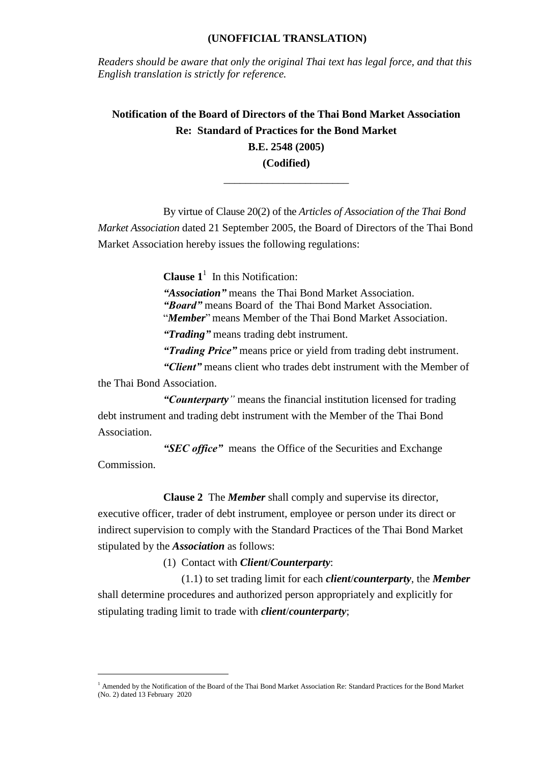**(UNOFFICIAL TRANSLATION)**

*Readers should be aware that only the original Thai text has legal force, and that this English translation is strictly for reference.*

# Notification of the Board of Directors of the Thai Bond Market Association
## Re: Standard of Practices for the Bond Market
## B.E. 2548 (2005)
## (Codified)

---

By virtue of Clause 20(2) of the *Articles of Association of the Thai Bond Market Association* dated 21 September 2005, the Board of Directors of the Thai Bond Market Association hereby issues the following regulations:

**Clause 1**[1] In this Notification:

***"Association"*** means the Thai Bond Market Association.

***"Board"*** means Board of the Thai Bond Market Association.

"***Member***" means Member of the Thai Bond Market Association.

***"Trading"*** means trading debt instrument.

***"Trading Price"*** means price or yield from trading debt instrument.

***"Client"*** means client who trades debt instrument with the Member of the Thai Bond Association.

***"Counterparty"*** means the financial institution licensed for trading debt instrument and trading debt instrument with the Member of the Thai Bond Association.

***"SEC office"*** means the Office of the Securities and Exchange Commission.

**Clause 2** The ***Member*** shall comply and supervise its director, executive officer, trader of debt instrument, employee or person under its direct or indirect supervision to comply with the Standard Practices of the Thai Bond Market stipulated by the ***Association*** as follows:

(1) Contact with ***Client***/***Counterparty***:

(1.1) to set trading limit for each ***client***/***counterparty***, the ***Member*** shall determine procedures and authorized person appropriately and explicitly for stipulating trading limit to trade with ***client***/***counterparty***;

---

[1] Amended by the Notification of the Board of the Thai Bond Market Association Re: Standard Practices for the Bond Market (No. 2) dated 13 February 2020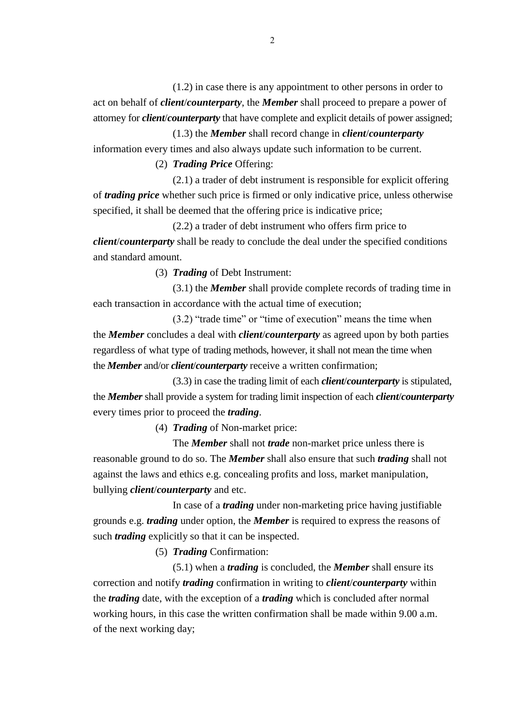(1.2) in case there is any appointment to other persons in order to act on behalf of ***client***/***counterparty***, the ***Member*** shall proceed to prepare a power of attorney for ***client***/***counterparty*** that have complete and explicit details of power assigned;

(1.3) the ***Member*** shall record change in ***client***/***counterparty*** information every times and also always update such information to be current.

(2) ***Trading Price*** Offering:

(2.1) a trader of debt instrument is responsible for explicit offering of ***trading price*** whether such price is firmed or only indicative price, unless otherwise specified, it shall be deemed that the offering price is indicative price;

(2.2) a trader of debt instrument who offers firm price to ***client***/***counterparty*** shall be ready to conclude the deal under the specified conditions and standard amount.

(3) ***Trading*** of Debt Instrument:

(3.1) the ***Member*** shall provide complete records of trading time in each transaction in accordance with the actual time of execution;

(3.2) "trade time" or "time of execution" means the time when the ***Member*** concludes a deal with ***client***/***counterparty*** as agreed upon by both parties regardless of what type of trading methods, however, it shall not mean the time when the ***Member*** and/or ***client***/***counterparty*** receive a written confirmation;

(3.3) in case the trading limit of each ***client***/***counterparty*** is stipulated, the ***Member*** shall provide a system for trading limit inspection of each ***client***/***counterparty*** every times prior to proceed the ***trading***.

(4) ***Trading*** of Non-market price:

The ***Member*** shall not ***trade*** non-market price unless there is reasonable ground to do so. The ***Member*** shall also ensure that such ***trading*** shall not against the laws and ethics e.g. concealing profits and loss, market manipulation, bullying ***client***/***counterparty*** and etc.

In case of a ***trading*** under non-marketing price having justifiable grounds e.g. ***trading*** under option, the ***Member*** is required to express the reasons of such ***trading*** explicitly so that it can be inspected.

(5) ***Trading*** Confirmation:

(5.1) when a ***trading*** is concluded, the ***Member*** shall ensure its correction and notify ***trading*** confirmation in writing to ***client***/***counterparty*** within the ***trading*** date, with the exception of a ***trading*** which is concluded after normal working hours, in this case the written confirmation shall be made within 9.00 a.m. of the next working day;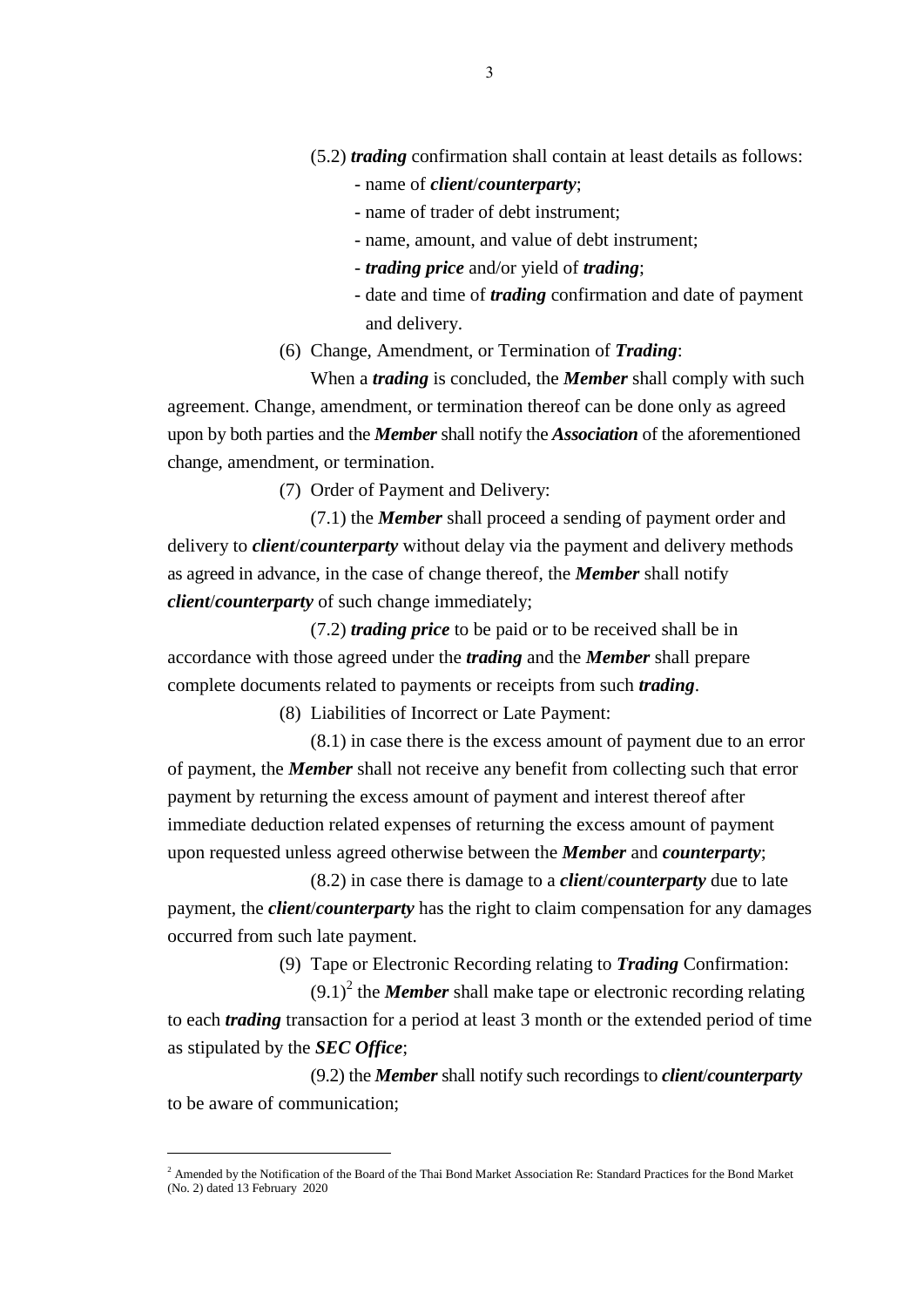(5.2) ***trading*** confirmation shall contain at least details as follows:

- name of ***client***/***counterparty***;
- name of trader of debt instrument;
- name, amount, and value of debt instrument;
- ***trading price*** and/or yield of ***trading***;
- date and time of ***trading*** confirmation and date of payment and delivery.

(6) Change, Amendment, or Termination of ***Trading***:

When a ***trading*** is concluded, the ***Member*** shall comply with such agreement. Change, amendment, or termination thereof can be done only as agreed upon by both parties and the ***Member*** shall notify the ***Association*** of the aforementioned change, amendment, or termination.

(7) Order of Payment and Delivery:

(7.1) the ***Member*** shall proceed a sending of payment order and delivery to ***client***/***counterparty*** without delay via the payment and delivery methods as agreed in advance, in the case of change thereof, the ***Member*** shall notify ***client***/***counterparty*** of such change immediately;

(7.2) ***trading price*** to be paid or to be received shall be in accordance with those agreed under the ***trading*** and the ***Member*** shall prepare complete documents related to payments or receipts from such ***trading***.

(8) Liabilities of Incorrect or Late Payment:

(8.1) in case there is the excess amount of payment due to an error of payment, the ***Member*** shall not receive any benefit from collecting such that error payment by returning the excess amount of payment and interest thereof after immediate deduction related expenses of returning the excess amount of payment upon requested unless agreed otherwise between the ***Member*** and ***counterparty***;

(8.2) in case there is damage to a ***client***/***counterparty*** due to late payment, the ***client***/***counterparty*** has the right to claim compensation for any damages occurred from such late payment.

(9) Tape or Electronic Recording relating to ***Trading*** Confirmation:

(9.1)[2] the ***Member*** shall make tape or electronic recording relating to each ***trading*** transaction for a period at least 3 month or the extended period of time as stipulated by the ***SEC Office***;

(9.2) the ***Member*** shall notify such recordings to ***client***/***counterparty*** to be aware of communication;

---

[2] Amended by the Notification of the Board of the Thai Bond Market Association Re: Standard Practices for the Bond Market (No. 2) dated 13 February 2020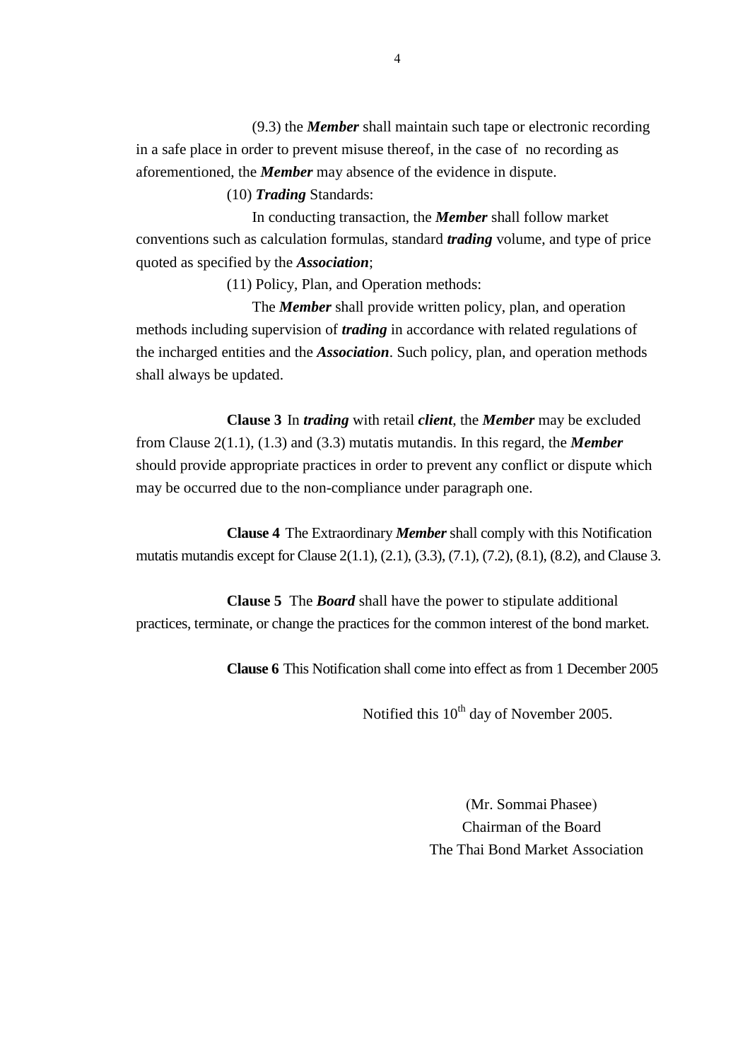(9.3) the ***Member*** shall maintain such tape or electronic recording in a safe place in order to prevent misuse thereof, in the case of no recording as aforementioned, the ***Member*** may absence of the evidence in dispute.

(10) ***Trading*** Standards:

In conducting transaction, the ***Member*** shall follow market conventions such as calculation formulas, standard ***trading*** volume, and type of price quoted as specified by the ***Association***;

(11) Policy, Plan, and Operation methods:

The ***Member*** shall provide written policy, plan, and operation methods including supervision of ***trading*** in accordance with related regulations of the incharged entities and the ***Association***. Such policy, plan, and operation methods shall always be updated.

**Clause 3** In ***trading*** with retail ***client***, the ***Member*** may be excluded from Clause 2(1.1), (1.3) and (3.3) mutatis mutandis. In this regard, the ***Member*** should provide appropriate practices in order to prevent any conflict or dispute which may be occurred due to the non-compliance under paragraph one.

**Clause 4** The Extraordinary ***Member*** shall comply with this Notification mutatis mutandis except for Clause 2(1.1), (2.1), (3.3), (7.1), (7.2), (8.1), (8.2), and Clause 3.

**Clause 5** The ***Board*** shall have the power to stipulate additional practices, terminate, or change the practices for the common interest of the bond market.

**Clause 6** This Notification shall come into effect as from 1 December 2005

Notified this 10th day of November 2005.

(Mr. Sommai Phasee)
Chairman of the Board
The Thai Bond Market Association